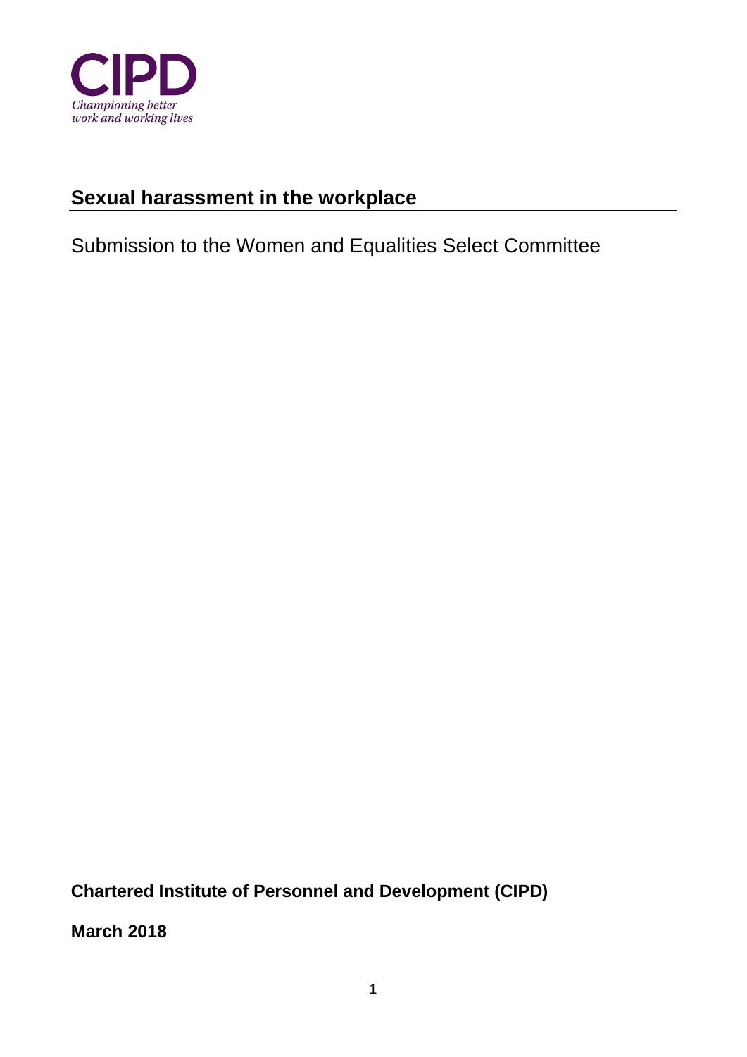CIPD

*Championing better work and working lives*

# Sexual harassment in the workplace

Submission to the Women and Equalities Select Committee

**Chartered Institute of Personnel and Development (CIPD)**

**March 2018**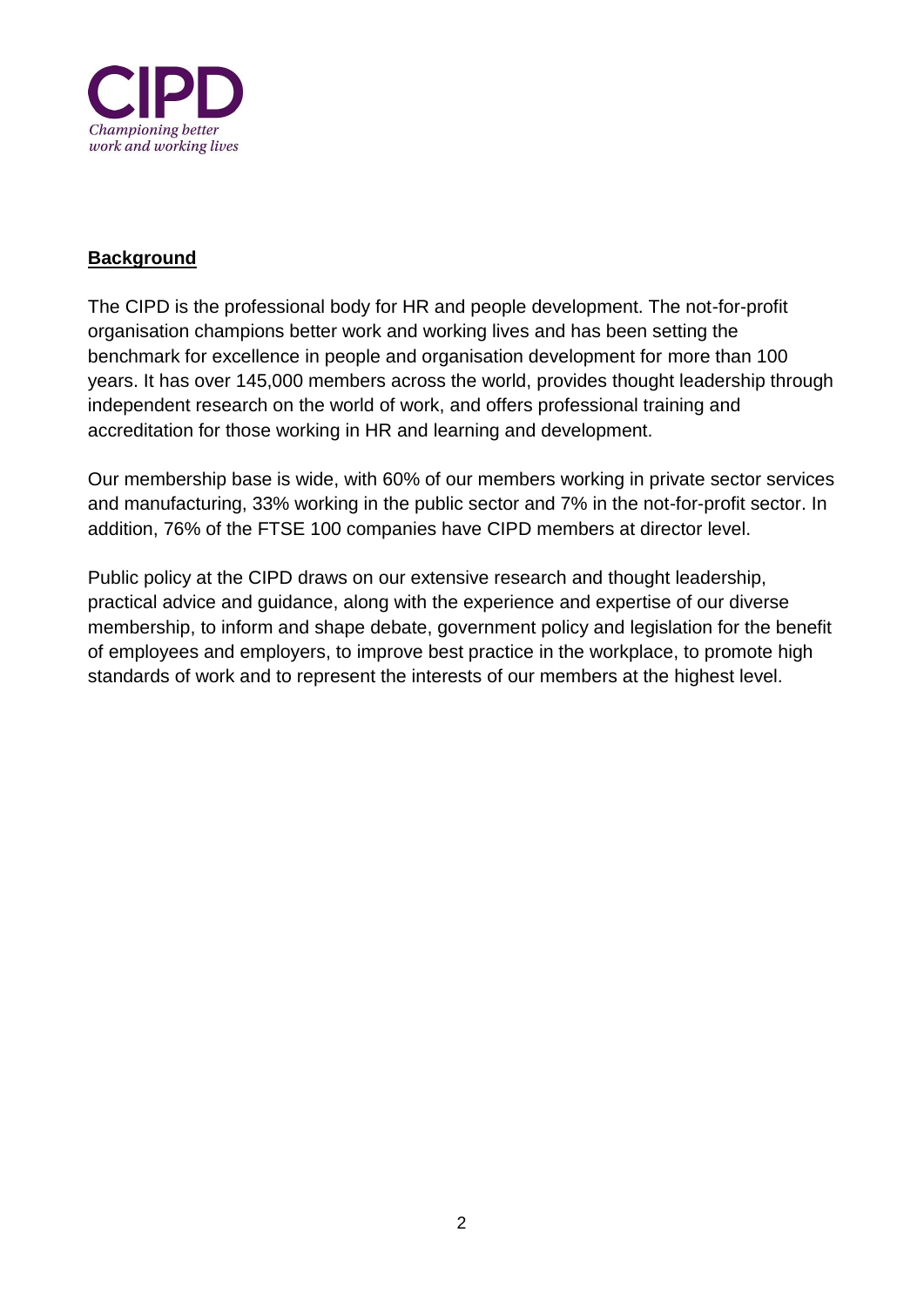## Background

The CIPD is the professional body for HR and people development. The not-for-profit organisation champions better work and working lives and has been setting the benchmark for excellence in people and organisation development for more than 100 years. It has over 145,000 members across the world, provides thought leadership through independent research on the world of work, and offers professional training and accreditation for those working in HR and learning and development.

Our membership base is wide, with 60% of our members working in private sector services and manufacturing, 33% working in the public sector and 7% in the not-for-profit sector. In addition, 76% of the FTSE 100 companies have CIPD members at director level.

Public policy at the CIPD draws on our extensive research and thought leadership, practical advice and guidance, along with the experience and expertise of our diverse membership, to inform and shape debate, government policy and legislation for the benefit of employees and employers, to improve best practice in the workplace, to promote high standards of work and to represent the interests of our members at the highest level.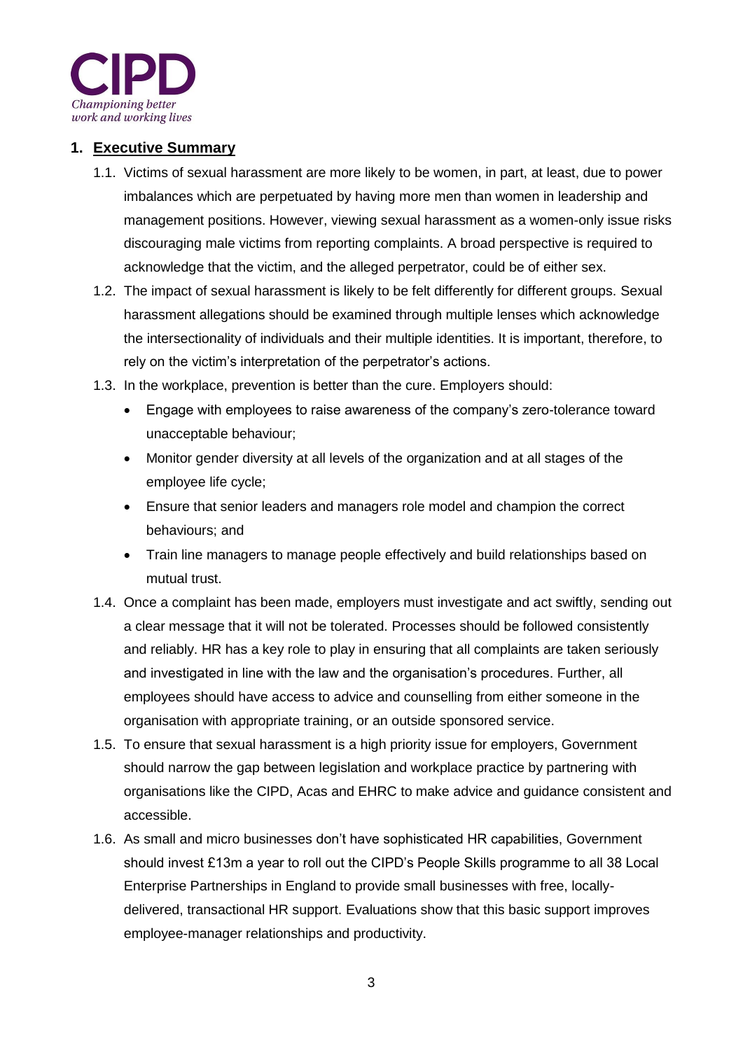CIPD

*Championing better work and working lives*

## 1. Executive Summary

1.1. Victims of sexual harassment are more likely to be women, in part, at least, due to power imbalances which are perpetuated by having more men than women in leadership and management positions. However, viewing sexual harassment as a women-only issue risks discouraging male victims from reporting complaints. A broad perspective is required to acknowledge that the victim, and the alleged perpetrator, could be of either sex.

1.2. The impact of sexual harassment is likely to be felt differently for different groups. Sexual harassment allegations should be examined through multiple lenses which acknowledge the intersectionality of individuals and their multiple identities. It is important, therefore, to rely on the victim's interpretation of the perpetrator's actions.

1.3. In the workplace, prevention is better than the cure. Employers should:

- Engage with employees to raise awareness of the company's zero-tolerance toward unacceptable behaviour;
- Monitor gender diversity at all levels of the organization and at all stages of the employee life cycle;
- Ensure that senior leaders and managers role model and champion the correct behaviours; and
- Train line managers to manage people effectively and build relationships based on mutual trust.

1.4. Once a complaint has been made, employers must investigate and act swiftly, sending out a clear message that it will not be tolerated. Processes should be followed consistently and reliably. HR has a key role to play in ensuring that all complaints are taken seriously and investigated in line with the law and the organisation's procedures. Further, all employees should have access to advice and counselling from either someone in the organisation with appropriate training, or an outside sponsored service.

1.5. To ensure that sexual harassment is a high priority issue for employers, Government should narrow the gap between legislation and workplace practice by partnering with organisations like the CIPD, Acas and EHRC to make advice and guidance consistent and accessible.

1.6. As small and micro businesses don't have sophisticated HR capabilities, Government should invest £13m a year to roll out the CIPD's People Skills programme to all 38 Local Enterprise Partnerships in England to provide small businesses with free, locally-delivered, transactional HR support. Evaluations show that this basic support improves employee-manager relationships and productivity.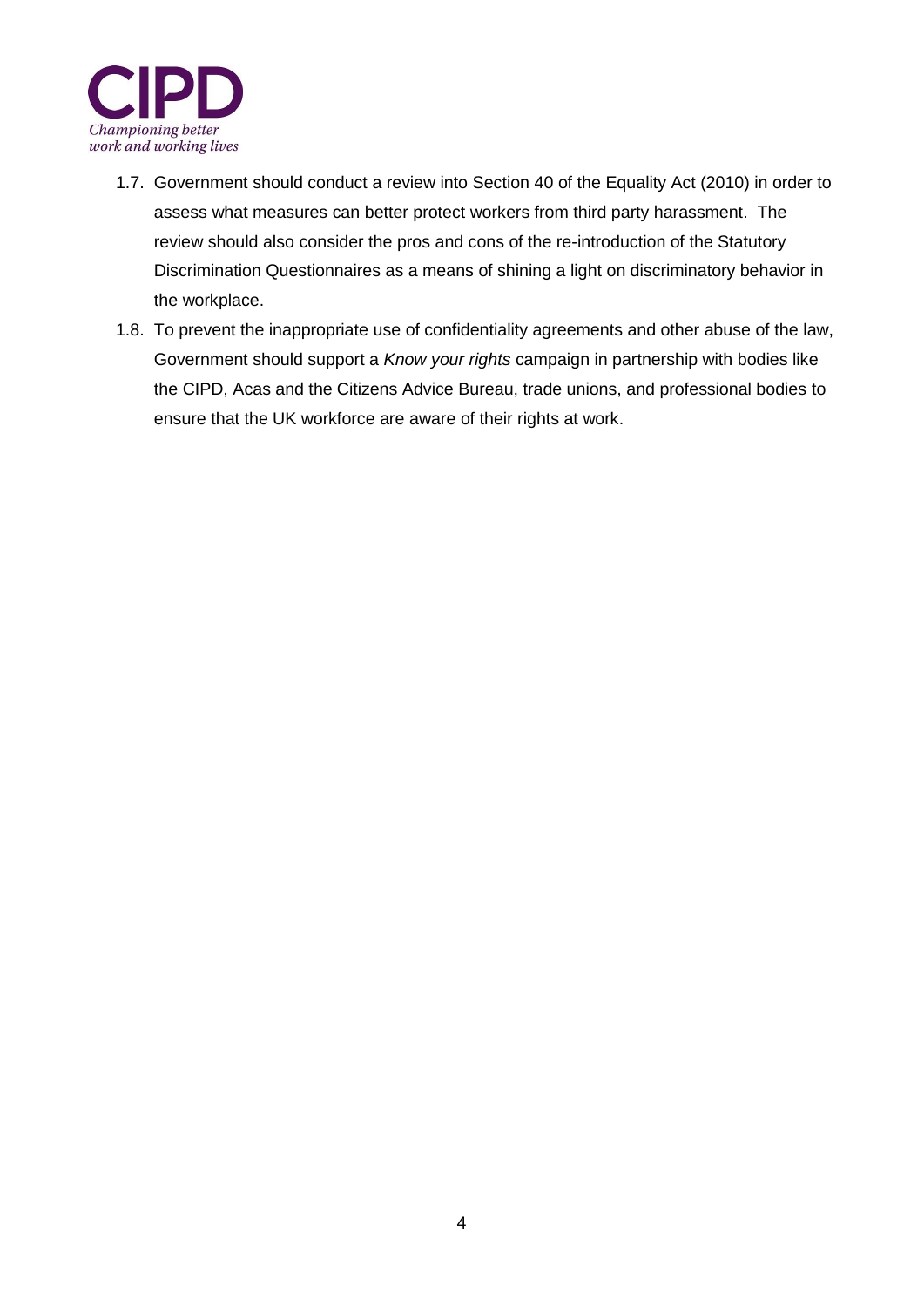1.7. Government should conduct a review into Section 40 of the Equality Act (2010) in order to assess what measures can better protect workers from third party harassment. The review should also consider the pros and cons of the re-introduction of the Statutory Discrimination Questionnaires as a means of shining a light on discriminatory behavior in the workplace.

1.8. To prevent the inappropriate use of confidentiality agreements and other abuse of the law, Government should support a *Know your rights* campaign in partnership with bodies like the CIPD, Acas and the Citizens Advice Bureau, trade unions, and professional bodies to ensure that the UK workforce are aware of their rights at work.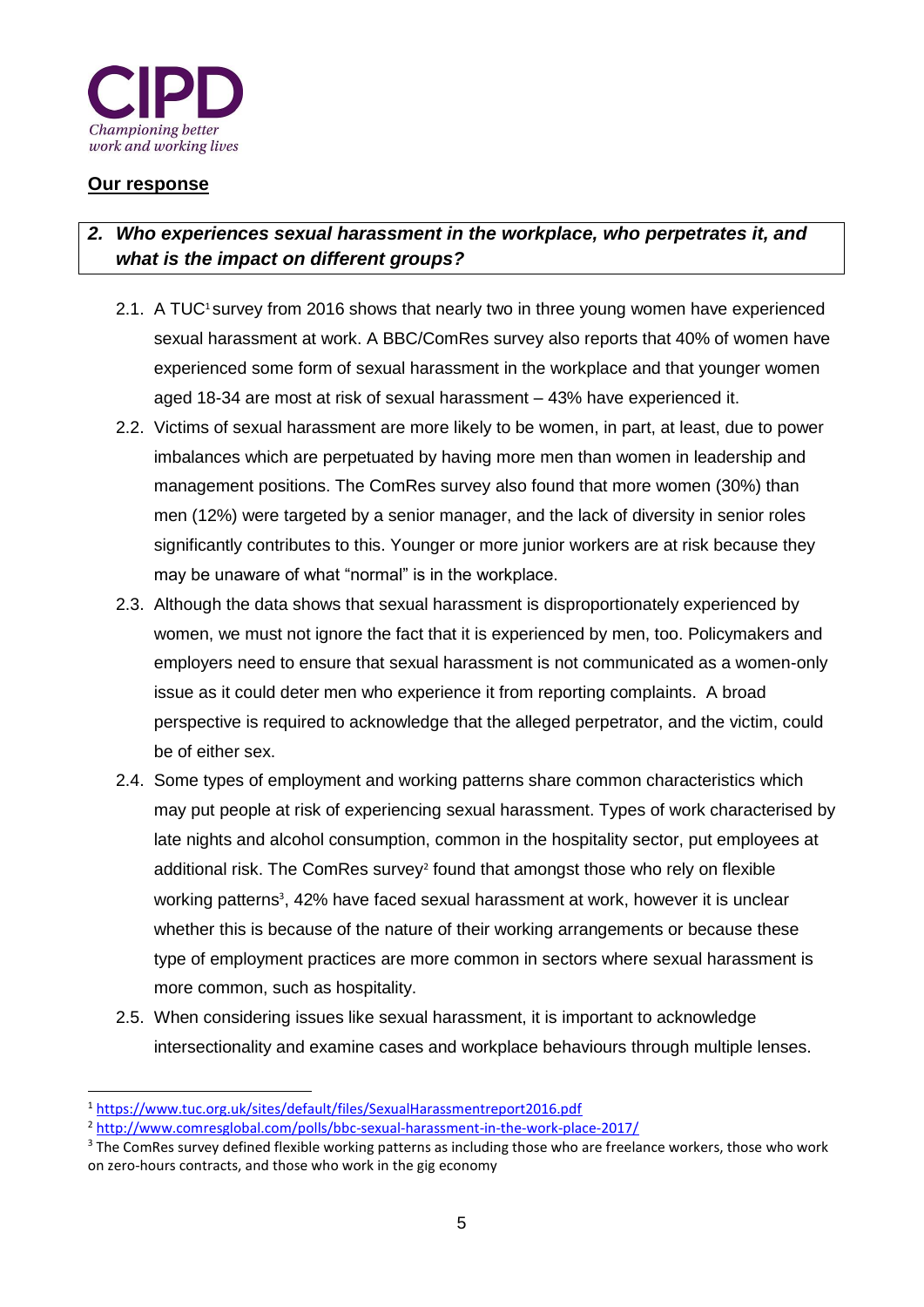**Our response**

***2. Who experiences sexual harassment in the workplace, who perpetrates it, and what is the impact on different groups?***

2.1. A TUC[1] survey from 2016 shows that nearly two in three young women have experienced sexual harassment at work. A BBC/ComRes survey also reports that 40% of women have experienced some form of sexual harassment in the workplace and that younger women aged 18-34 are most at risk of sexual harassment – 43% have experienced it.

2.2. Victims of sexual harassment are more likely to be women, in part, at least, due to power imbalances which are perpetuated by having more men than women in leadership and management positions. The ComRes survey also found that more women (30%) than men (12%) were targeted by a senior manager, and the lack of diversity in senior roles significantly contributes to this. Younger or more junior workers are at risk because they may be unaware of what "normal" is in the workplace.

2.3. Although the data shows that sexual harassment is disproportionately experienced by women, we must not ignore the fact that it is experienced by men, too. Policymakers and employers need to ensure that sexual harassment is not communicated as a women-only issue as it could deter men who experience it from reporting complaints. A broad perspective is required to acknowledge that the alleged perpetrator, and the victim, could be of either sex.

2.4. Some types of employment and working patterns share common characteristics which may put people at risk of experiencing sexual harassment. Types of work characterised by late nights and alcohol consumption, common in the hospitality sector, put employees at additional risk. The ComRes survey[2] found that amongst those who rely on flexible working patterns[3], 42% have faced sexual harassment at work, however it is unclear whether this is because of the nature of their working arrangements or because these type of employment practices are more common in sectors where sexual harassment is more common, such as hospitality.

2.5. When considering issues like sexual harassment, it is important to acknowledge intersectionality and examine cases and workplace behaviours through multiple lenses.

---

[1] https://www.tuc.org.uk/sites/default/files/SexualHarassmentreport2016.pdf

[2] http://www.comresglobal.com/polls/bbc-sexual-harassment-in-the-work-place-2017/

[3] The ComRes survey defined flexible working patterns as including those who are freelance workers, those who work on zero-hours contracts, and those who work in the gig economy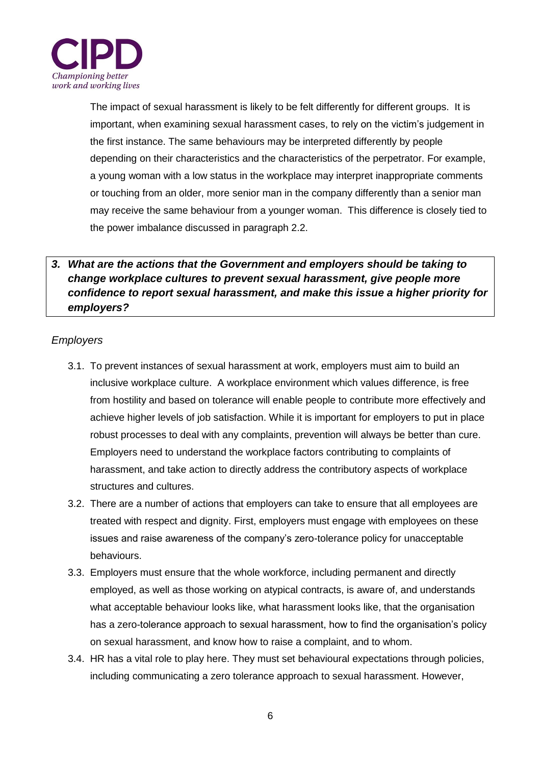The impact of sexual harassment is likely to be felt differently for different groups. It is important, when examining sexual harassment cases, to rely on the victim's judgement in the first instance. The same behaviours may be interpreted differently by people depending on their characteristics and the characteristics of the perpetrator. For example, a young woman with a low status in the workplace may interpret inappropriate comments or touching from an older, more senior man in the company differently than a senior man may receive the same behaviour from a younger woman. This difference is closely tied to the power imbalance discussed in paragraph 2.2.

### ***3. What are the actions that the Government and employers should be taking to change workplace cultures to prevent sexual harassment, give people more confidence to report sexual harassment, and make this issue a higher priority for employers?***

*Employers*

3.1. To prevent instances of sexual harassment at work, employers must aim to build an inclusive workplace culture. A workplace environment which values difference, is free from hostility and based on tolerance will enable people to contribute more effectively and achieve higher levels of job satisfaction. While it is important for employers to put in place robust processes to deal with any complaints, prevention will always be better than cure. Employers need to understand the workplace factors contributing to complaints of harassment, and take action to directly address the contributory aspects of workplace structures and cultures.

3.2. There are a number of actions that employers can take to ensure that all employees are treated with respect and dignity. First, employers must engage with employees on these issues and raise awareness of the company's zero-tolerance policy for unacceptable behaviours.

3.3. Employers must ensure that the whole workforce, including permanent and directly employed, as well as those working on atypical contracts, is aware of, and understands what acceptable behaviour looks like, what harassment looks like, that the organisation has a zero-tolerance approach to sexual harassment, how to find the organisation's policy on sexual harassment, and know how to raise a complaint, and to whom.

3.4. HR has a vital role to play here. They must set behavioural expectations through policies, including communicating a zero tolerance approach to sexual harassment. However,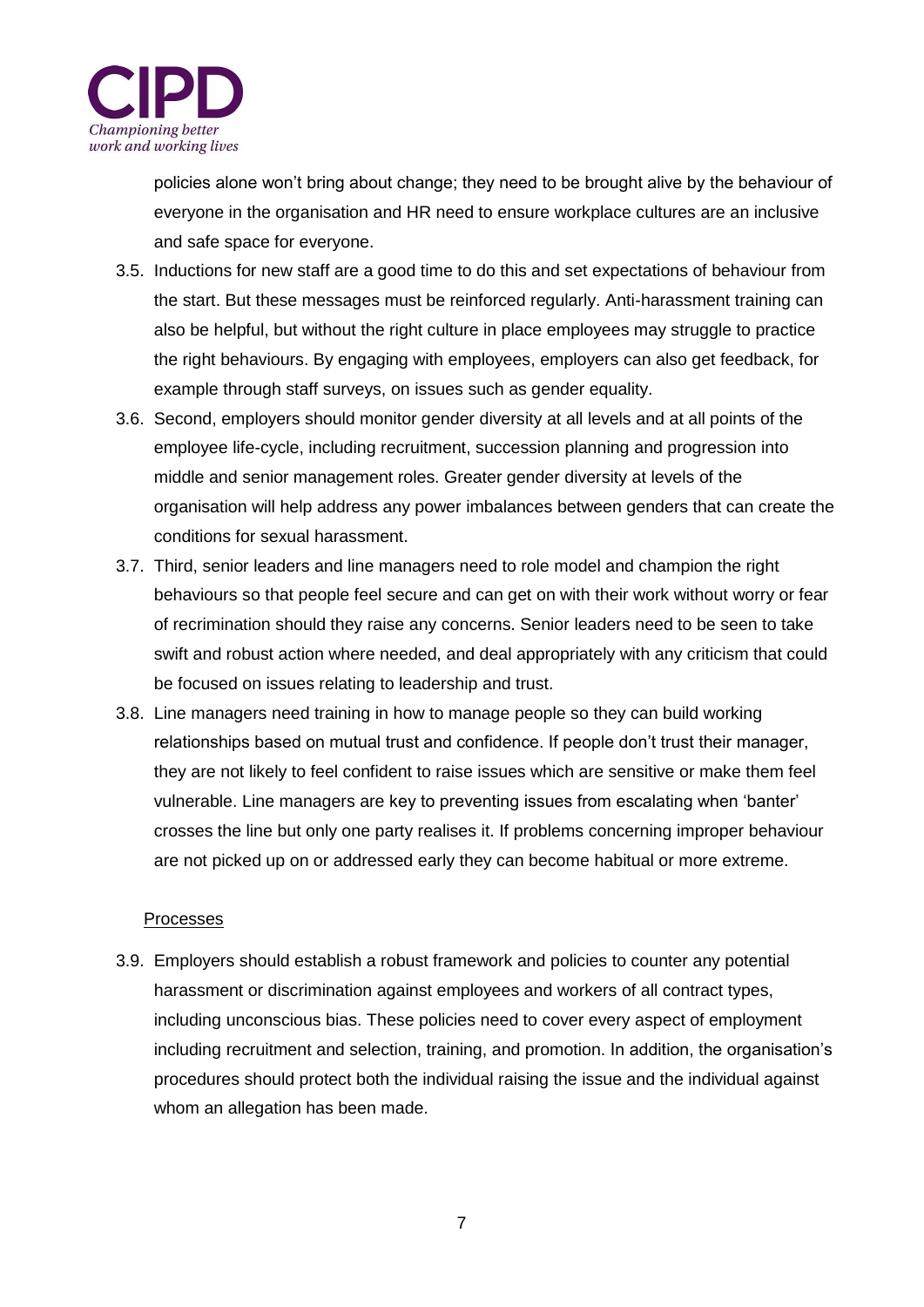policies alone won't bring about change; they need to be brought alive by the behaviour of everyone in the organisation and HR need to ensure workplace cultures are an inclusive and safe space for everyone.

3.5. Inductions for new staff are a good time to do this and set expectations of behaviour from the start. But these messages must be reinforced regularly. Anti-harassment training can also be helpful, but without the right culture in place employees may struggle to practice the right behaviours. By engaging with employees, employers can also get feedback, for example through staff surveys, on issues such as gender equality.

3.6. Second, employers should monitor gender diversity at all levels and at all points of the employee life-cycle, including recruitment, succession planning and progression into middle and senior management roles. Greater gender diversity at levels of the organisation will help address any power imbalances between genders that can create the conditions for sexual harassment.

3.7. Third, senior leaders and line managers need to role model and champion the right behaviours so that people feel secure and can get on with their work without worry or fear of recrimination should they raise any concerns. Senior leaders need to be seen to take swift and robust action where needed, and deal appropriately with any criticism that could be focused on issues relating to leadership and trust.

3.8. Line managers need training in how to manage people so they can build working relationships based on mutual trust and confidence. If people don't trust their manager, they are not likely to feel confident to raise issues which are sensitive or make them feel vulnerable. Line managers are key to preventing issues from escalating when 'banter' crosses the line but only one party realises it. If problems concerning improper behaviour are not picked up on or addressed early they can become habitual or more extreme.

## Processes

3.9. Employers should establish a robust framework and policies to counter any potential harassment or discrimination against employees and workers of all contract types, including unconscious bias. These policies need to cover every aspect of employment including recruitment and selection, training, and promotion. In addition, the organisation's procedures should protect both the individual raising the issue and the individual against whom an allegation has been made.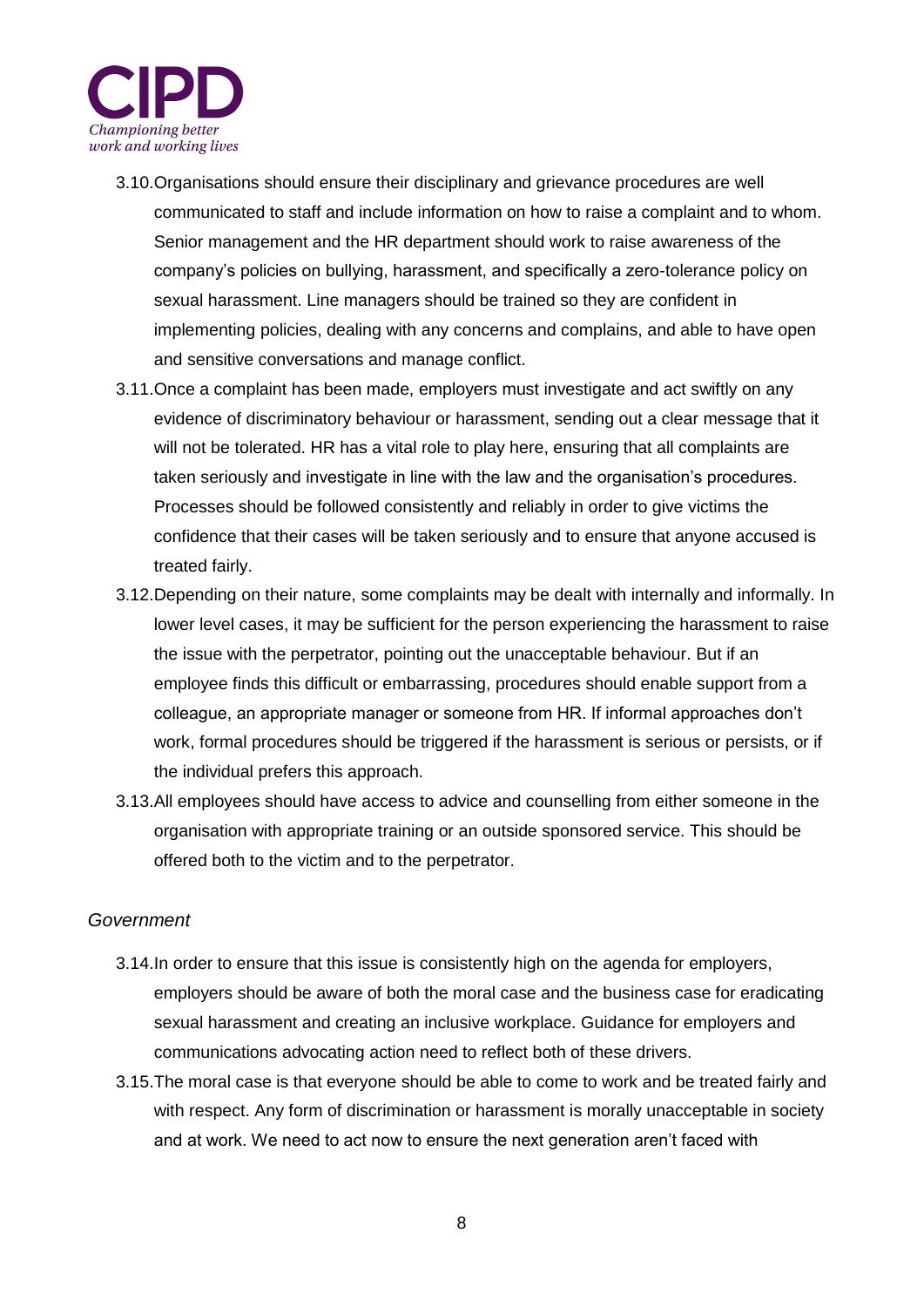3.10. Organisations should ensure their disciplinary and grievance procedures are well communicated to staff and include information on how to raise a complaint and to whom. Senior management and the HR department should work to raise awareness of the company's policies on bullying, harassment, and specifically a zero-tolerance policy on sexual harassment. Line managers should be trained so they are confident in implementing policies, dealing with any concerns and complains, and able to have open and sensitive conversations and manage conflict.

3.11. Once a complaint has been made, employers must investigate and act swiftly on any evidence of discriminatory behaviour or harassment, sending out a clear message that it will not be tolerated. HR has a vital role to play here, ensuring that all complaints are taken seriously and investigate in line with the law and the organisation's procedures. Processes should be followed consistently and reliably in order to give victims the confidence that their cases will be taken seriously and to ensure that anyone accused is treated fairly.

3.12. Depending on their nature, some complaints may be dealt with internally and informally. In lower level cases, it may be sufficient for the person experiencing the harassment to raise the issue with the perpetrator, pointing out the unacceptable behaviour. But if an employee finds this difficult or embarrassing, procedures should enable support from a colleague, an appropriate manager or someone from HR. If informal approaches don't work, formal procedures should be triggered if the harassment is serious or persists, or if the individual prefers this approach.

3.13. All employees should have access to advice and counselling from either someone in the organisation with appropriate training or an outside sponsored service. This should be offered both to the victim and to the perpetrator.

*Government*

3.14. In order to ensure that this issue is consistently high on the agenda for employers, employers should be aware of both the moral case and the business case for eradicating sexual harassment and creating an inclusive workplace. Guidance for employers and communications advocating action need to reflect both of these drivers.

3.15. The moral case is that everyone should be able to come to work and be treated fairly and with respect. Any form of discrimination or harassment is morally unacceptable in society and at work. We need to act now to ensure the next generation aren't faced with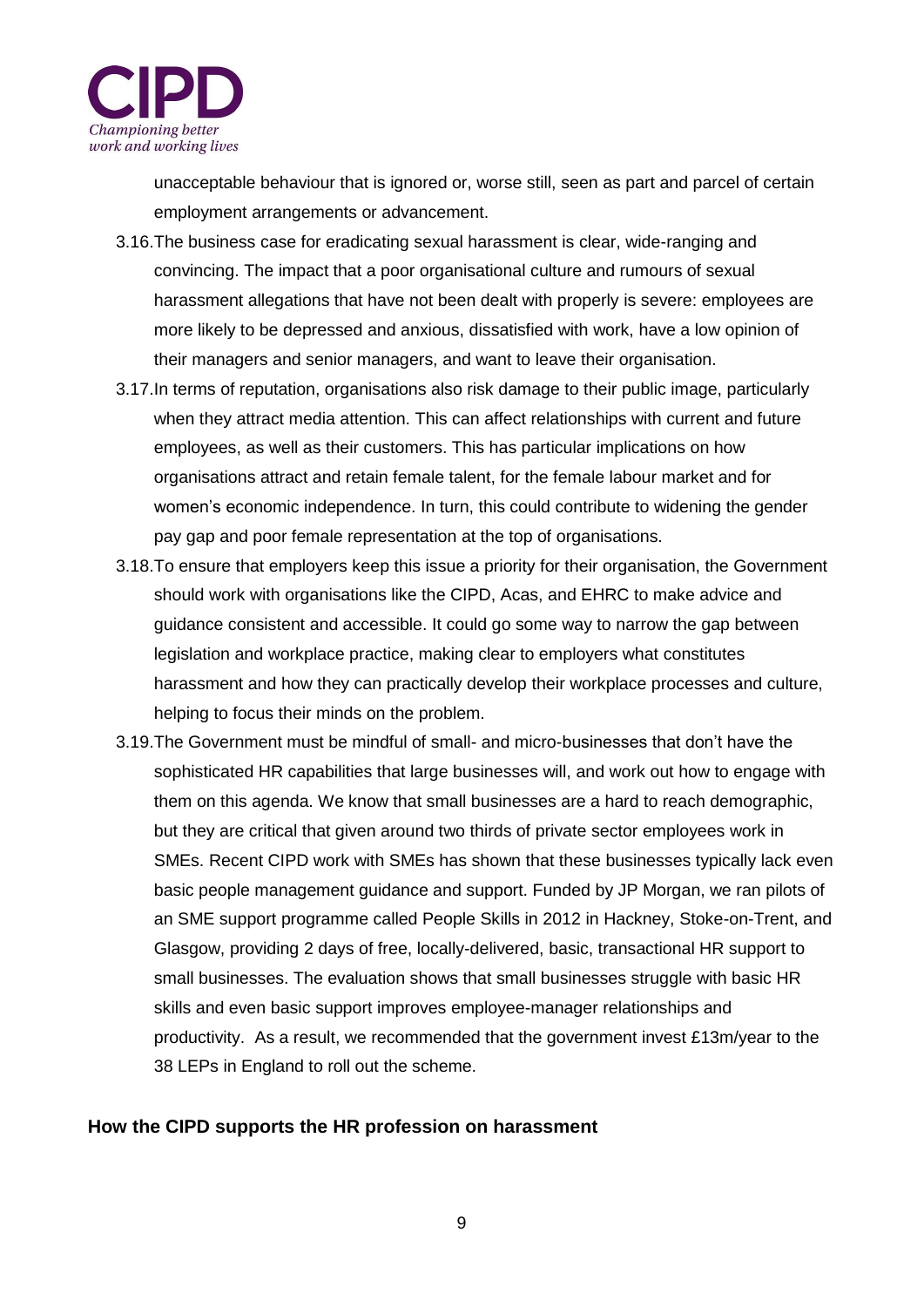unacceptable behaviour that is ignored or, worse still, seen as part and parcel of certain employment arrangements or advancement.

3.16. The business case for eradicating sexual harassment is clear, wide-ranging and convincing. The impact that a poor organisational culture and rumours of sexual harassment allegations that have not been dealt with properly is severe: employees are more likely to be depressed and anxious, dissatisfied with work, have a low opinion of their managers and senior managers, and want to leave their organisation.

3.17. In terms of reputation, organisations also risk damage to their public image, particularly when they attract media attention. This can affect relationships with current and future employees, as well as their customers. This has particular implications on how organisations attract and retain female talent, for the female labour market and for women's economic independence. In turn, this could contribute to widening the gender pay gap and poor female representation at the top of organisations.

3.18. To ensure that employers keep this issue a priority for their organisation, the Government should work with organisations like the CIPD, Acas, and EHRC to make advice and guidance consistent and accessible. It could go some way to narrow the gap between legislation and workplace practice, making clear to employers what constitutes harassment and how they can practically develop their workplace processes and culture, helping to focus their minds on the problem.

3.19. The Government must be mindful of small- and micro-businesses that don't have the sophisticated HR capabilities that large businesses will, and work out how to engage with them on this agenda. We know that small businesses are a hard to reach demographic, but they are critical that given around two thirds of private sector employees work in SMEs. Recent CIPD work with SMEs has shown that these businesses typically lack even basic people management guidance and support. Funded by JP Morgan, we ran pilots of an SME support programme called People Skills in 2012 in Hackney, Stoke-on-Trent, and Glasgow, providing 2 days of free, locally-delivered, basic, transactional HR support to small businesses. The evaluation shows that small businesses struggle with basic HR skills and even basic support improves employee-manager relationships and productivity. As a result, we recommended that the government invest £13m/year to the 38 LEPs in England to roll out the scheme.

## How the CIPD supports the HR profession on harassment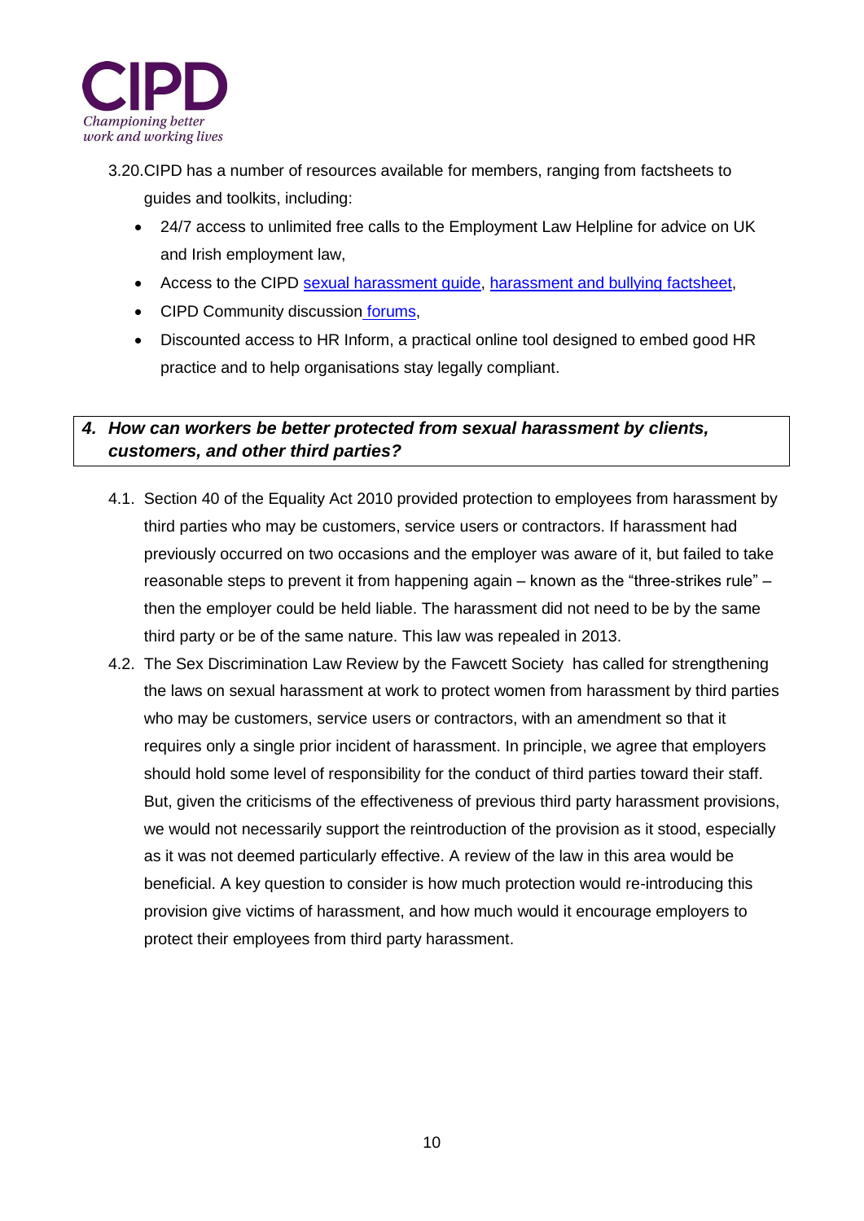3.20. CIPD has a number of resources available for members, ranging from factsheets to guides and toolkits, including:

- 24/7 access to unlimited free calls to the Employment Law Helpline for advice on UK and Irish employment law,
- Access to the CIPD sexual harassment guide, harassment and bullying factsheet,
- CIPD Community discussion forums,
- Discounted access to HR Inform, a practical online tool designed to embed good HR practice and to help organisations stay legally compliant.

## *4. How can workers be better protected from sexual harassment by clients, customers, and other third parties?*

4.1. Section 40 of the Equality Act 2010 provided protection to employees from harassment by third parties who may be customers, service users or contractors. If harassment had previously occurred on two occasions and the employer was aware of it, but failed to take reasonable steps to prevent it from happening again – known as the "three-strikes rule" – then the employer could be held liable. The harassment did not need to be by the same third party or be of the same nature. This law was repealed in 2013.

4.2. The Sex Discrimination Law Review by the Fawcett Society has called for strengthening the laws on sexual harassment at work to protect women from harassment by third parties who may be customers, service users or contractors, with an amendment so that it requires only a single prior incident of harassment. In principle, we agree that employers should hold some level of responsibility for the conduct of third parties toward their staff. But, given the criticisms of the effectiveness of previous third party harassment provisions, we would not necessarily support the reintroduction of the provision as it stood, especially as it was not deemed particularly effective. A review of the law in this area would be beneficial. A key question to consider is how much protection would re-introducing this provision give victims of harassment, and how much would it encourage employers to protect their employees from third party harassment.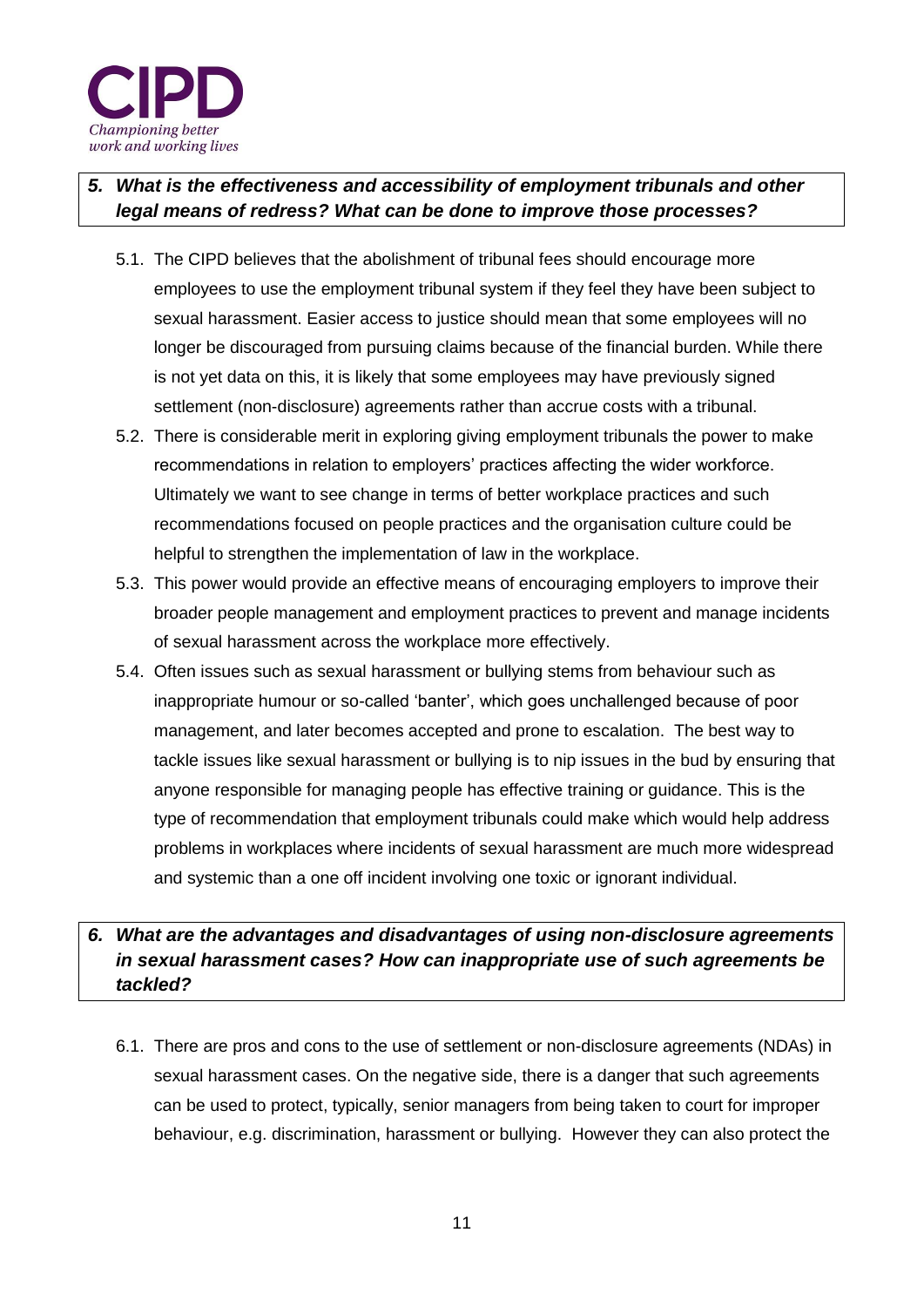### *5. What is the effectiveness and accessibility of employment tribunals and other legal means of redress? What can be done to improve those processes?*

5.1. The CIPD believes that the abolishment of tribunal fees should encourage more employees to use the employment tribunal system if they feel they have been subject to sexual harassment. Easier access to justice should mean that some employees will no longer be discouraged from pursuing claims because of the financial burden. While there is not yet data on this, it is likely that some employees may have previously signed settlement (non-disclosure) agreements rather than accrue costs with a tribunal.

5.2. There is considerable merit in exploring giving employment tribunals the power to make recommendations in relation to employers' practices affecting the wider workforce. Ultimately we want to see change in terms of better workplace practices and such recommendations focused on people practices and the organisation culture could be helpful to strengthen the implementation of law in the workplace.

5.3. This power would provide an effective means of encouraging employers to improve their broader people management and employment practices to prevent and manage incidents of sexual harassment across the workplace more effectively.

5.4. Often issues such as sexual harassment or bullying stems from behaviour such as inappropriate humour or so-called 'banter', which goes unchallenged because of poor management, and later becomes accepted and prone to escalation. The best way to tackle issues like sexual harassment or bullying is to nip issues in the bud by ensuring that anyone responsible for managing people has effective training or guidance. This is the type of recommendation that employment tribunals could make which would help address problems in workplaces where incidents of sexual harassment are much more widespread and systemic than a one off incident involving one toxic or ignorant individual.

### *6. What are the advantages and disadvantages of using non-disclosure agreements in sexual harassment cases? How can inappropriate use of such agreements be tackled?*

6.1. There are pros and cons to the use of settlement or non-disclosure agreements (NDAs) in sexual harassment cases. On the negative side, there is a danger that such agreements can be used to protect, typically, senior managers from being taken to court for improper behaviour, e.g. discrimination, harassment or bullying. However they can also protect the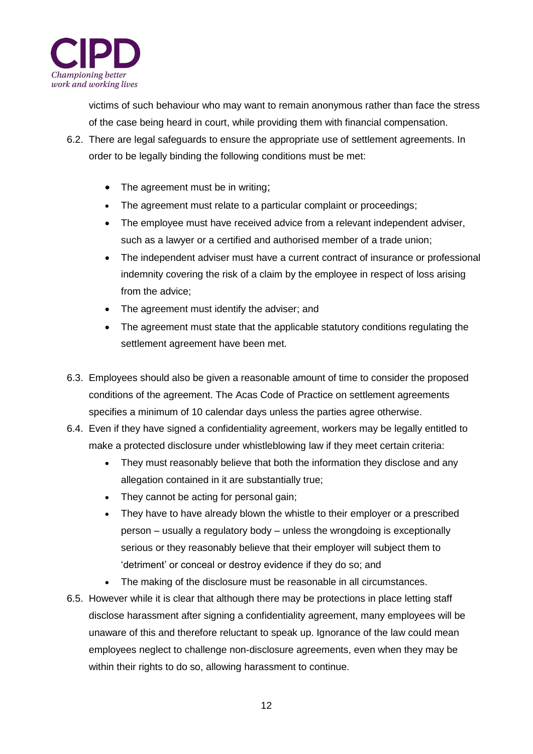victims of such behaviour who may want to remain anonymous rather than face the stress of the case being heard in court, while providing them with financial compensation.

6.2. There are legal safeguards to ensure the appropriate use of settlement agreements. In order to be legally binding the following conditions must be met:

- The agreement must be in writing;
- The agreement must relate to a particular complaint or proceedings;
- The employee must have received advice from a relevant independent adviser, such as a lawyer or a certified and authorised member of a trade union;
- The independent adviser must have a current contract of insurance or professional indemnity covering the risk of a claim by the employee in respect of loss arising from the advice;
- The agreement must identify the adviser; and
- The agreement must state that the applicable statutory conditions regulating the settlement agreement have been met.

6.3. Employees should also be given a reasonable amount of time to consider the proposed conditions of the agreement. The Acas Code of Practice on settlement agreements specifies a minimum of 10 calendar days unless the parties agree otherwise.

6.4. Even if they have signed a confidentiality agreement, workers may be legally entitled to make a protected disclosure under whistleblowing law if they meet certain criteria:

- They must reasonably believe that both the information they disclose and any allegation contained in it are substantially true;
- They cannot be acting for personal gain;
- They have to have already blown the whistle to their employer or a prescribed person – usually a regulatory body – unless the wrongdoing is exceptionally serious or they reasonably believe that their employer will subject them to 'detriment' or conceal or destroy evidence if they do so; and
- The making of the disclosure must be reasonable in all circumstances.

6.5. However while it is clear that although there may be protections in place letting staff disclose harassment after signing a confidentiality agreement, many employees will be unaware of this and therefore reluctant to speak up. Ignorance of the law could mean employees neglect to challenge non-disclosure agreements, even when they may be within their rights to do so, allowing harassment to continue.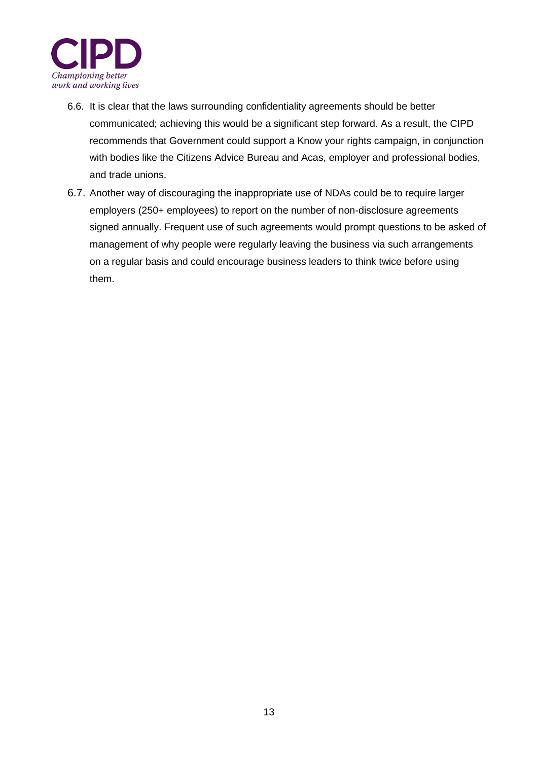6.6. It is clear that the laws surrounding confidentiality agreements should be better communicated; achieving this would be a significant step forward. As a result, the CIPD recommends that Government could support a Know your rights campaign, in conjunction with bodies like the Citizens Advice Bureau and Acas, employer and professional bodies, and trade unions.

6.7. Another way of discouraging the inappropriate use of NDAs could be to require larger employers (250+ employees) to report on the number of non-disclosure agreements signed annually. Frequent use of such agreements would prompt questions to be asked of management of why people were regularly leaving the business via such arrangements on a regular basis and could encourage business leaders to think twice before using them.